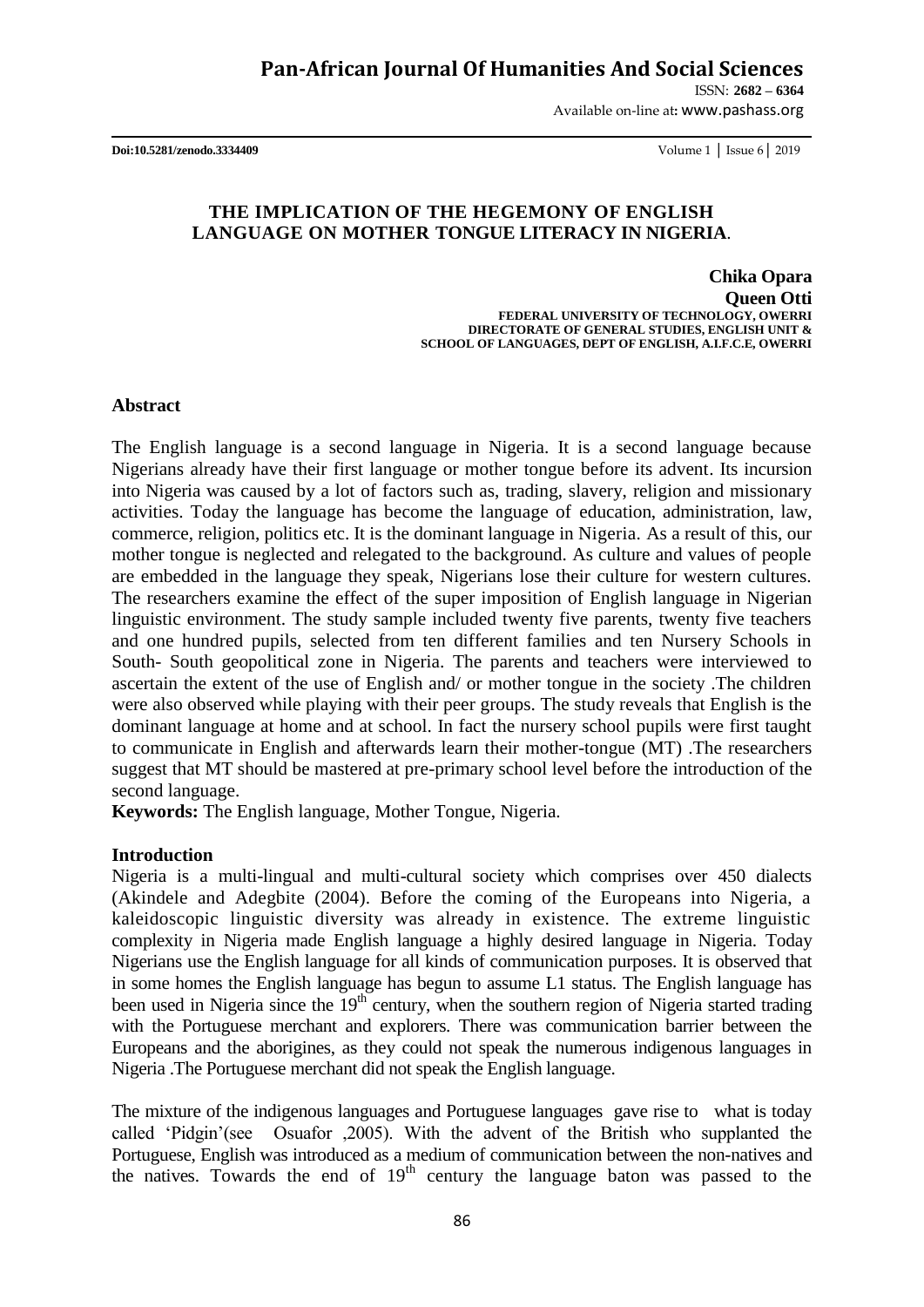# THE IMPLICATION OF THE HEGEMONY OF ENGLISH LANGUAGE ON MOTHER TONGUE LITERACY IN NIGERIA.

**Chika Opara**
**Queen Otti**
**FEDERAL UNIVERSITY OF TECHNOLOGY, OWERRI**
**DIRECTORATE OF GENERAL STUDIES, ENGLISH UNIT &**
**SCHOOL OF LANGUAGES, DEPT OF ENGLISH, A.I.F.C.E, OWERRI**

## Abstract

The English language is a second language in Nigeria. It is a second language because Nigerians already have their first language or mother tongue before its advent. Its incursion into Nigeria was caused by a lot of factors such as, trading, slavery, religion and missionary activities. Today the language has become the language of education, administration, law, commerce, religion, politics etc. It is the dominant language in Nigeria. As a result of this, our mother tongue is neglected and relegated to the background. As culture and values of people are embedded in the language they speak, Nigerians lose their culture for western cultures. The researchers examine the effect of the super imposition of English language in Nigerian linguistic environment. The study sample included twenty five parents, twenty five teachers and one hundred pupils, selected from ten different families and ten Nursery Schools in South- South geopolitical zone in Nigeria. The parents and teachers were interviewed to ascertain the extent of the use of English and/ or mother tongue in the society .The children were also observed while playing with their peer groups. The study reveals that English is the dominant language at home and at school. In fact the nursery school pupils were first taught to communicate in English and afterwards learn their mother-tongue (MT) .The researchers suggest that MT should be mastered at pre-primary school level before the introduction of the second language.

**Keywords:** The English language, Mother Tongue, Nigeria.

## Introduction

Nigeria is a multi-lingual and multi-cultural society which comprises over 450 dialects (Akindele and Adegbite (2004). Before the coming of the Europeans into Nigeria, a kaleidoscopic linguistic diversity was already in existence. The extreme linguistic complexity in Nigeria made English language a highly desired language in Nigeria. Today Nigerians use the English language for all kinds of communication purposes. It is observed that in some homes the English language has begun to assume L1 status. The English language has been used in Nigeria since the 19th century, when the southern region of Nigeria started trading with the Portuguese merchant and explorers. There was communication barrier between the Europeans and the aborigines, as they could not speak the numerous indigenous languages in Nigeria .The Portuguese merchant did not speak the English language.

The mixture of the indigenous languages and Portuguese languages gave rise to what is today called 'Pidgin'(see Osuafor ,2005). With the advent of the British who supplanted the Portuguese, English was introduced as a medium of communication between the non-natives and the natives. Towards the end of 19th century the language baton was passed to the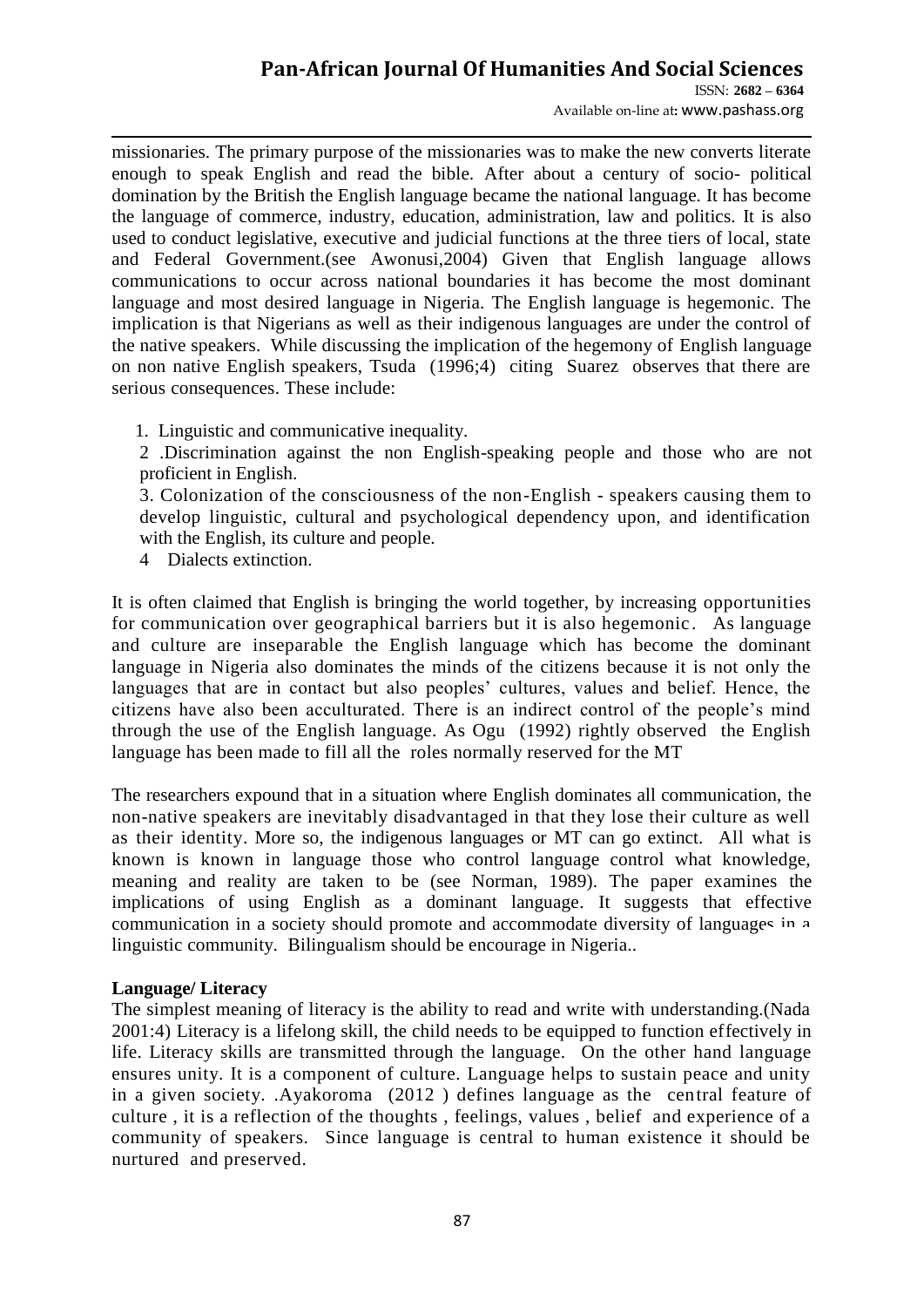missionaries. The primary purpose of the missionaries was to make the new converts literate enough to speak English and read the bible. After about a century of socio- political domination by the British the English language became the national language. It has become the language of commerce, industry, education, administration, law and politics. It is also used to conduct legislative, executive and judicial functions at the three tiers of local, state and Federal Government.(see Awonusi,2004) Given that English language allows communications to occur across national boundaries it has become the most dominant language and most desired language in Nigeria. The English language is hegemonic. The implication is that Nigerians as well as their indigenous languages are under the control of the native speakers. While discussing the implication of the hegemony of English language on non native English speakers, Tsuda (1996;4) citing Suarez observes that there are serious consequences. These include:

1. Linguistic and communicative inequality.
2. .Discrimination against the non English-speaking people and those who are not proficient in English.
3. Colonization of the consciousness of the non-English - speakers causing them to develop linguistic, cultural and psychological dependency upon, and identification with the English, its culture and people.
4. Dialects extinction.

It is often claimed that English is bringing the world together, by increasing opportunities for communication over geographical barriers but it is also hegemonic. As language and culture are inseparable the English language which has become the dominant language in Nigeria also dominates the minds of the citizens because it is not only the languages that are in contact but also peoples' cultures, values and belief. Hence, the citizens have also been acculturated. There is an indirect control of the people's mind through the use of the English language. As Ogu (1992) rightly observed the English language has been made to fill all the roles normally reserved for the MT

The researchers expound that in a situation where English dominates all communication, the non-native speakers are inevitably disadvantaged in that they lose their culture as well as their identity. More so, the indigenous languages or MT can go extinct. All what is known is known in language those who control language control what knowledge, meaning and reality are taken to be (see Norman, 1989). The paper examines the implications of using English as a dominant language. It suggests that effective communication in a society should promote and accommodate diversity of languages in a linguistic community. Bilingualism should be encourage in Nigeria..

**Language/ Literacy**

The simplest meaning of literacy is the ability to read and write with understanding.(Nada 2001:4) Literacy is a lifelong skill, the child needs to be equipped to function effectively in life. Literacy skills are transmitted through the language. On the other hand language ensures unity. It is a component of culture. Language helps to sustain peace and unity in a given society. .Ayakoroma (2012 ) defines language as the central feature of culture , it is a reflection of the thoughts , feelings, values , belief and experience of a community of speakers. Since language is central to human existence it should be nurtured and preserved.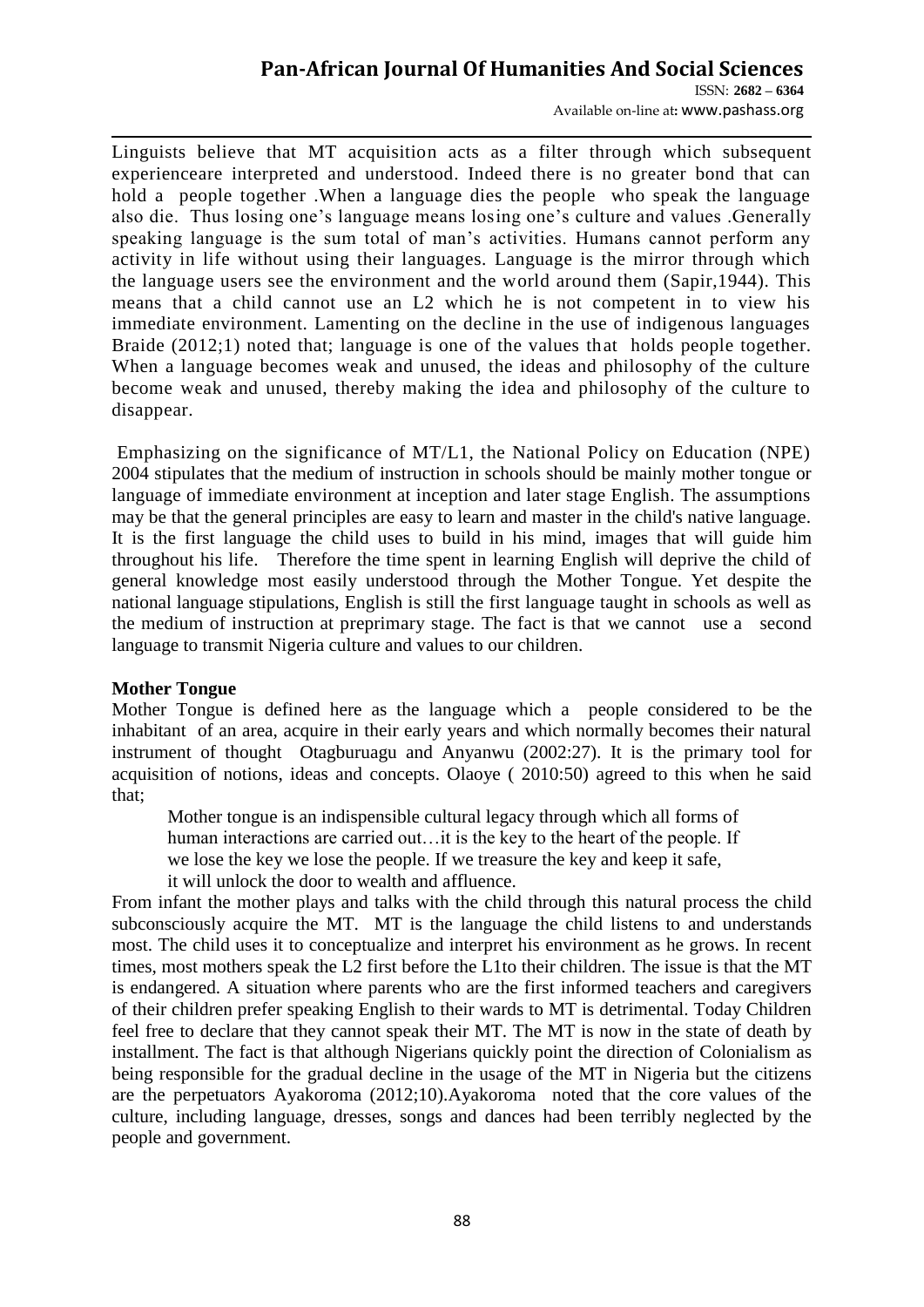Linguists believe that MT acquisition acts as a filter through which subsequent experienceare interpreted and understood. Indeed there is no greater bond that can hold a people together .When a language dies the people who speak the language also die. Thus losing one's language means losing one's culture and values .Generally speaking language is the sum total of man's activities. Humans cannot perform any activity in life without using their languages. Language is the mirror through which the language users see the environment and the world around them (Sapir,1944). This means that a child cannot use an L2 which he is not competent in to view his immediate environment. Lamenting on the decline in the use of indigenous languages Braide (2012;1) noted that; language is one of the values that holds people together. When a language becomes weak and unused, the ideas and philosophy of the culture become weak and unused, thereby making the idea and philosophy of the culture to disappear.

Emphasizing on the significance of MT/L1, the National Policy on Education (NPE) 2004 stipulates that the medium of instruction in schools should be mainly mother tongue or language of immediate environment at inception and later stage English. The assumptions may be that the general principles are easy to learn and master in the child's native language. It is the first language the child uses to build in his mind, images that will guide him throughout his life. Therefore the time spent in learning English will deprive the child of general knowledge most easily understood through the Mother Tongue. Yet despite the national language stipulations, English is still the first language taught in schools as well as the medium of instruction at preprimary stage. The fact is that we cannot use a second language to transmit Nigeria culture and values to our children.

**Mother Tongue**

Mother Tongue is defined here as the language which a people considered to be the inhabitant of an area, acquire in their early years and which normally becomes their natural instrument of thought Otagburuagu and Anyanwu (2002:27). It is the primary tool for acquisition of notions, ideas and concepts. Olaoye ( 2010:50) agreed to this when he said that;

> Mother tongue is an indispensible cultural legacy through which all forms of human interactions are carried out…it is the key to the heart of the people. If we lose the key we lose the people. If we treasure the key and keep it safe, it will unlock the door to wealth and affluence.

From infant the mother plays and talks with the child through this natural process the child subconsciously acquire the MT. MT is the language the child listens to and understands most. The child uses it to conceptualize and interpret his environment as he grows. In recent times, most mothers speak the L2 first before the L1to their children. The issue is that the MT is endangered. A situation where parents who are the first informed teachers and caregivers of their children prefer speaking English to their wards to MT is detrimental. Today Children feel free to declare that they cannot speak their MT. The MT is now in the state of death by installment. The fact is that although Nigerians quickly point the direction of Colonialism as being responsible for the gradual decline in the usage of the MT in Nigeria but the citizens are the perpetuators Ayakoroma (2012;10).Ayakoroma noted that the core values of the culture, including language, dresses, songs and dances had been terribly neglected by the people and government.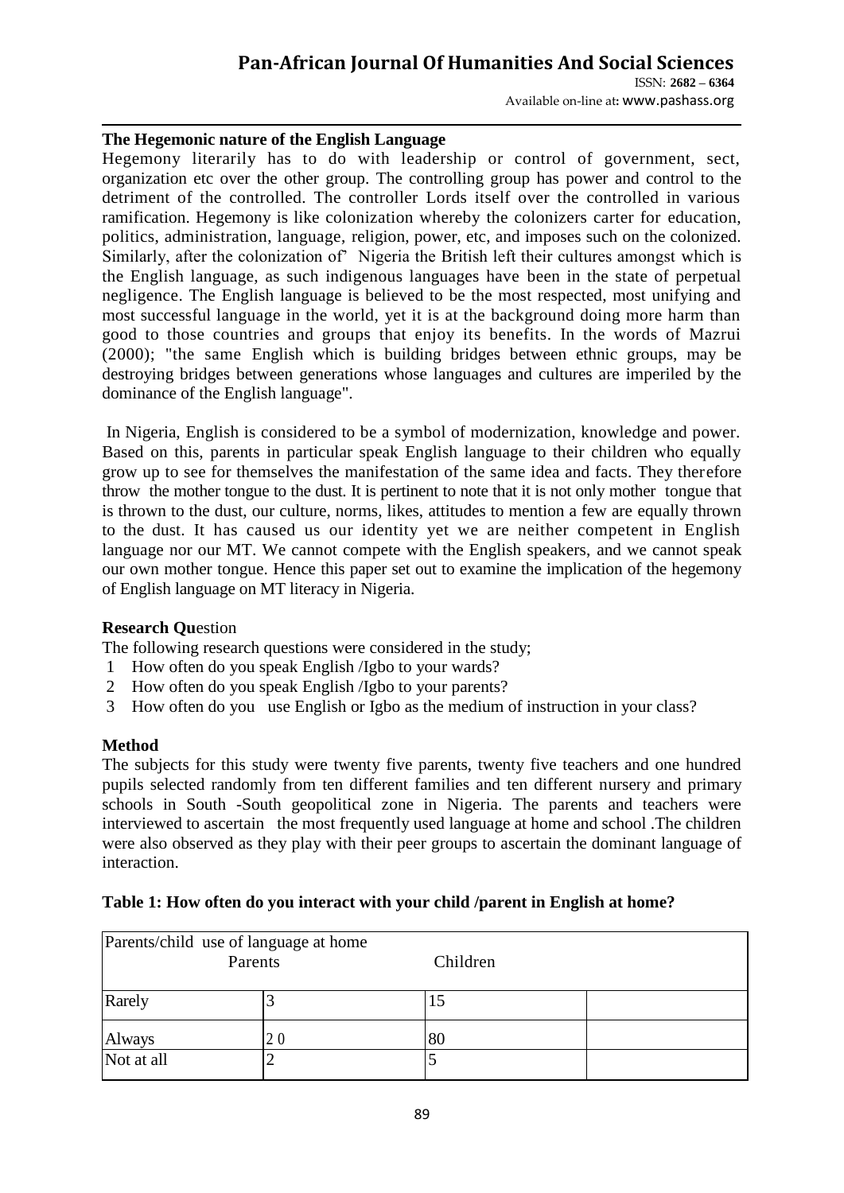### The Hegemonic nature of the English Language

Hegemony literarily has to do with leadership or control of government, sect, organization etc over the other group. The controlling group has power and control to the detriment of the controlled. The controller Lords itself over the controlled in various ramification. Hegemony is like colonization whereby the colonizers carter for education, politics, administration, language, religion, power, etc, and imposes such on the colonized. Similarly, after the colonization of' Nigeria the British left their cultures amongst which is the English language, as such indigenous languages have been in the state of perpetual negligence. The English language is believed to be the most respected, most unifying and most successful language in the world, yet it is at the background doing more harm than good to those countries and groups that enjoy its benefits. In the words of Mazrui (2000); "the same English which is building bridges between ethnic groups, may be destroying bridges between generations whose languages and cultures are imperiled by the dominance of the English language".

In Nigeria, English is considered to be a symbol of modernization, knowledge and power. Based on this, parents in particular speak English language to their children who equally grow up to see for themselves the manifestation of the same idea and facts. They therefore throw the mother tongue to the dust. It is pertinent to note that it is not only mother tongue that is thrown to the dust, our culture, norms, likes, attitudes to mention a few are equally thrown to the dust. It has caused us our identity yet we are neither competent in English language nor our MT. We cannot compete with the English speakers, and we cannot speak our own mother tongue. Hence this paper set out to examine the implication of the hegemony of English language on MT literacy in Nigeria.

### Research Question

The following research questions were considered in the study;

1. How often do you speak English /Igbo to your wards?
2. How often do you speak English /Igbo to your parents?
3. How often do you use English or Igbo as the medium of instruction in your class?

### Method

The subjects for this study were twenty five parents, twenty five teachers and one hundred pupils selected randomly from ten different families and ten different nursery and primary schools in South -South geopolitical zone in Nigeria. The parents and teachers were interviewed to ascertain the most frequently used language at home and school .The children were also observed as they play with their peer groups to ascertain the dominant language of interaction.

**Table 1: How often do you interact with your child /parent in English at home?**

| Parents/child use of language at home | Parents | Children | |
|---|---|---|---|
| Rarely | 3 | 15 | |
| Always | 20 | 80 | |
| Not at all | 2 | 5 | |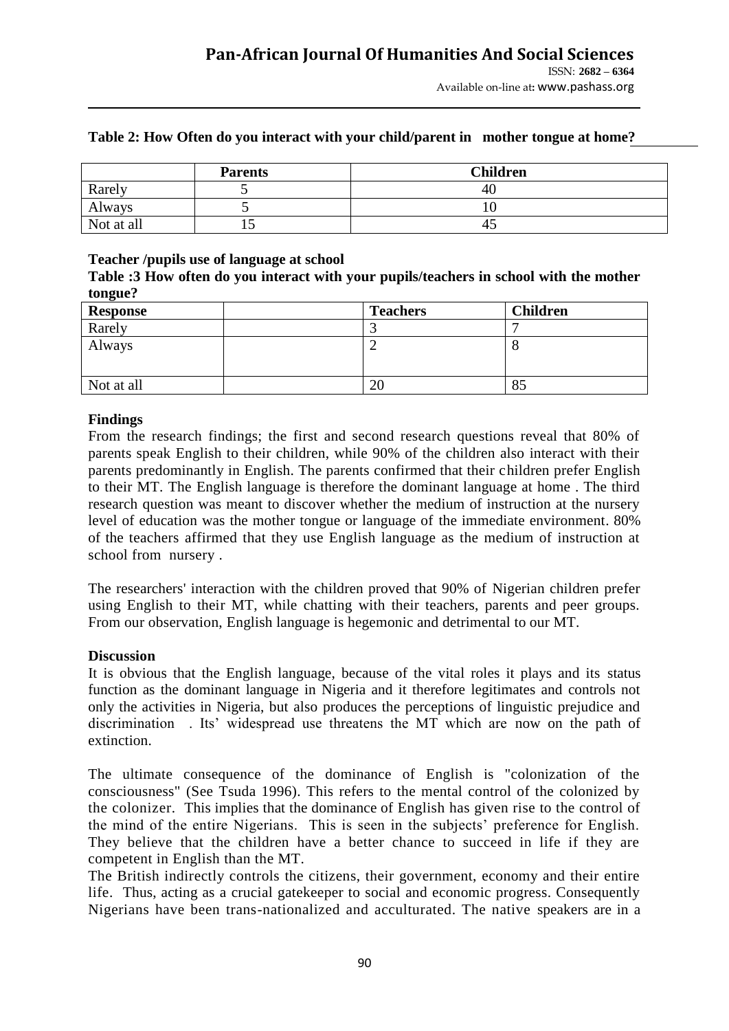**Table 2: How Often do you interact with your child/parent in mother tongue at home?**

| | Parents | Children |
|---|---|---|
| Rarely | 5 | 40 |
| Always | 5 | 10 |
| Not at all | 15 | 45 |

**Teacher /pupils use of language at school**

**Table :3 How often do you interact with your pupils/teachers in school with the mother tongue?**

| Response | | Teachers | Children |
|---|---|---|---|
| Rarely | | 3 | 7 |
| Always | | 2 | 8 |
| Not at all | | 20 | 85 |

**Findings**

From the research findings; the first and second research questions reveal that 80% of parents speak English to their children, while 90% of the children also interact with their parents predominantly in English. The parents confirmed that their children prefer English to their MT. The English language is therefore the dominant language at home . The third research question was meant to discover whether the medium of instruction at the nursery level of education was the mother tongue or language of the immediate environment. 80% of the teachers affirmed that they use English language as the medium of instruction at school from nursery .

The researchers' interaction with the children proved that 90% of Nigerian children prefer using English to their MT, while chatting with their teachers, parents and peer groups. From our observation, English language is hegemonic and detrimental to our MT.

**Discussion**

It is obvious that the English language, because of the vital roles it plays and its status function as the dominant language in Nigeria and it therefore legitimates and controls not only the activities in Nigeria, but also produces the perceptions of linguistic prejudice and discrimination . Its' widespread use threatens the MT which are now on the path of extinction.

The ultimate consequence of the dominance of English is "colonization of the consciousness" (See Tsuda 1996). This refers to the mental control of the colonized by the colonizer. This implies that the dominance of English has given rise to the control of the mind of the entire Nigerians. This is seen in the subjects' preference for English. They believe that the children have a better chance to succeed in life if they are competent in English than the MT.

The British indirectly controls the citizens, their government, economy and their entire life. Thus, acting as a crucial gatekeeper to social and economic progress. Consequently Nigerians have been trans-nationalized and acculturated. The native speakers are in a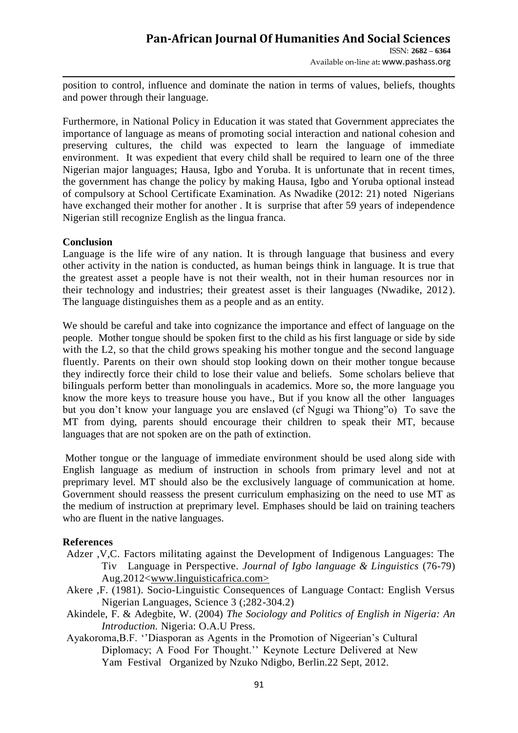position to control, influence and dominate the nation in terms of values, beliefs, thoughts and power through their language.

Furthermore, in National Policy in Education it was stated that Government appreciates the importance of language as means of promoting social interaction and national cohesion and preserving cultures, the child was expected to learn the language of immediate environment. It was expedient that every child shall be required to learn one of the three Nigerian major languages; Hausa, Igbo and Yoruba. It is unfortunate that in recent times, the government has change the policy by making Hausa, Igbo and Yoruba optional instead of compulsory at School Certificate Examination. As Nwadike (2012: 21) noted Nigerians have exchanged their mother for another . It is surprise that after 59 years of independence Nigerian still recognize English as the lingua franca.

**Conclusion**

Language is the life wire of any nation. It is through language that business and every other activity in the nation is conducted, as human beings think in language. It is true that the greatest asset a people have is not their wealth, not in their human resources nor in their technology and industries; their greatest asset is their languages (Nwadike, 2012). The language distinguishes them as a people and as an entity.

We should be careful and take into cognizance the importance and effect of language on the people. Mother tongue should be spoken first to the child as his first language or side by side with the L2, so that the child grows speaking his mother tongue and the second language fluently. Parents on their own should stop looking down on their mother tongue because they indirectly force their child to lose their value and beliefs. Some scholars believe that biIinguals perform better than monolinguals in academics. More so, the more language you know the more keys to treasure house you have., But if you know all the other languages but you don't know your language you are enslaved (cf Ngugi wa Thiong"o) To save the MT from dying, parents should encourage their children to speak their MT, because languages that are not spoken are on the path of extinction.

Mother tongue or the language of immediate environment should be used along side with English language as medium of instruction in schools from primary level and not at preprimary level. MT should also be the exclusively language of communication at home. Government should reassess the present curriculum emphasizing on the need to use MT as the medium of instruction at preprimary level. Emphases should be laid on training teachers who are fluent in the native languages.

**References**

Adzer ,V,C. Factors militating against the Development of Indigenous Languages: The Tiv Language in Perspective. *Journal of Igbo language & Linguistics* (76-79) Aug.2012<www.linguisticafrica.com>

Akere ,F. (1981). Socio-Linguistic Consequences of Language Contact: English Versus Nigerian Languages, Science 3 (;282-304.2)

Akindele, F. & Adegbite, W. (2004) *The Sociology and Politics of English in Nigeria: An Introduction.* Nigeria: O.A.U Press.

Ayakoroma,B.F. ''Diasporan as Agents in the Promotion of Nigeerian's Cultural Diplomacy; A Food For Thought.'' Keynote Lecture Delivered at New Yam Festival Organized by Nzuko Ndigbo, Berlin.22 Sept, 2012.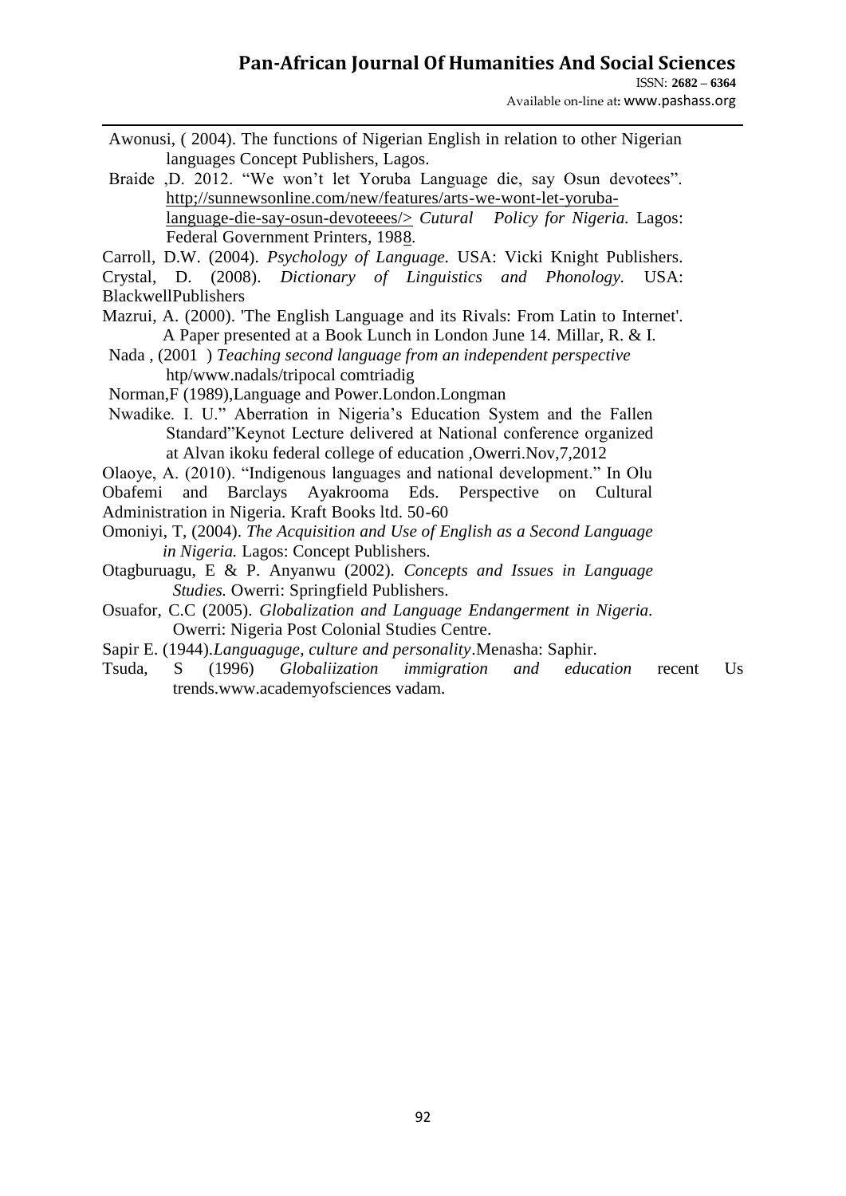Awonusi, ( 2004). The functions of Nigerian English in relation to other Nigerian languages Concept Publishers, Lagos.

Braide ,D. 2012. "We won't let Yoruba Language die, say Osun devotees". http;//sunnewsonline.com/new/features/arts-we-wont-let-yoruba-language-die-say-osun-devoteees/> *Cutural Policy for Nigeria.* Lagos: Federal Government Printers, 1988.

Carroll, D.W. (2004). *Psychology of Language.* USA: Vicki Knight Publishers.

Crystal, D. (2008). *Dictionary of Linguistics and Phonology.* USA: BlackwellPublishers

Mazrui, A. (2000). 'The English Language and its Rivals: From Latin to Internet'. A Paper presented at a Book Lunch in London June 14. Millar, R. & I.

Nada , (2001 ) *Teaching second language from an independent perspective* htp/www.nadals/tripocal comtriadig

Norman,F (1989),Language and Power.London.Longman

Nwadike. I. U." Aberration in Nigeria's Education System and the Fallen Standard"Keynot Lecture delivered at National conference organized at Alvan ikoku federal college of education ,Owerri.Nov,7,2012

Olaoye, A. (2010). "Indigenous languages and national development." In Olu Obafemi and Barclays Ayakrooma Eds. Perspective on Cultural Administration in Nigeria. Kraft Books ltd. 50-60

Omoniyi, T, (2004). *The Acquisition and Use of English as a Second Language in Nigeria.* Lagos: Concept Publishers.

Otagburuagu, E & P. Anyanwu (2002). *Concepts and Issues in Language Studies.* Owerri: Springfield Publishers.

Osuafor, C.C (2005). *Globalization and Language Endangerment in Nigeria.* Owerri: Nigeria Post Colonial Studies Centre.

Sapir E. (1944).*Languaguge, culture and personality*.Menasha: Saphir.

Tsuda, S (1996) *Globaliization immigration and education* recent Us trends.www.academyofsciences vadam.